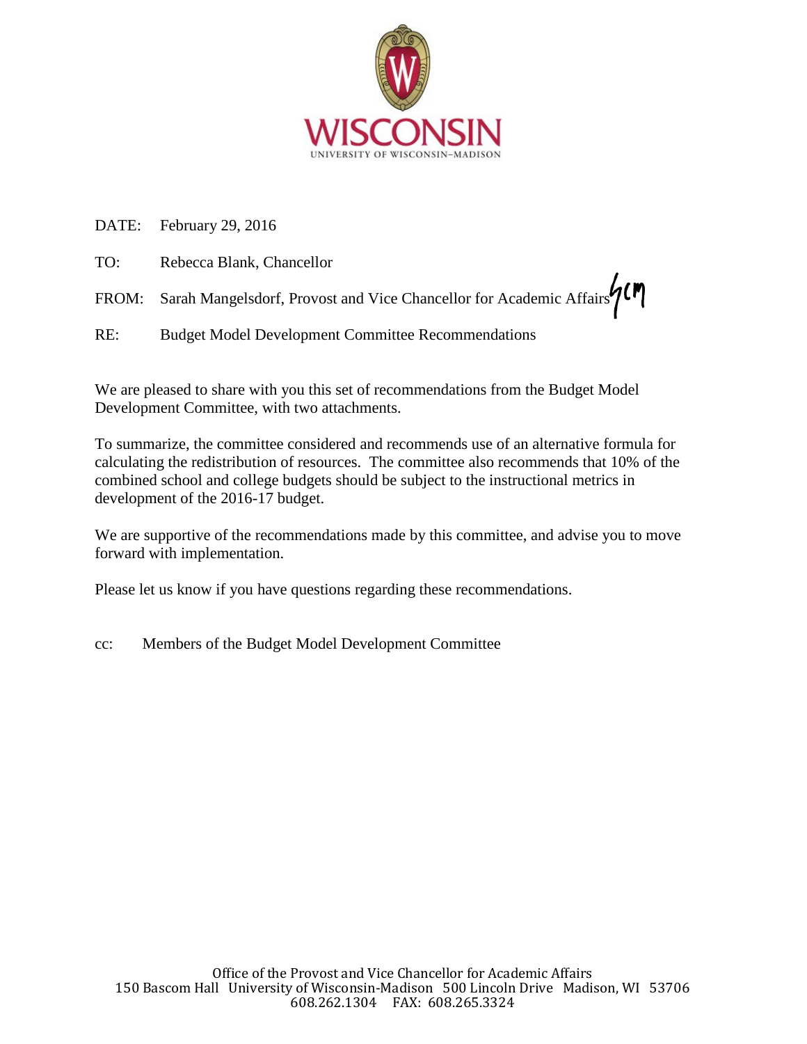WISCONSIN

UNIVERSITY OF WISCONSIN–MADISON

DATE: February 29, 2016

TO: Rebecca Blank, Chancellor

FROM: Sarah Mangelsdorf, Provost and Vice Chancellor for Academic Affairs

RE: Budget Model Development Committee Recommendations

We are pleased to share with you this set of recommendations from the Budget Model Development Committee, with two attachments.

To summarize, the committee considered and recommends use of an alternative formula for calculating the redistribution of resources. The committee also recommends that 10% of the combined school and college budgets should be subject to the instructional metrics in development of the 2016-17 budget.

We are supportive of the recommendations made by this committee, and advise you to move forward with implementation.

Please let us know if you have questions regarding these recommendations.

cc: Members of the Budget Model Development Committee

Office of the Provost and Vice Chancellor for Academic Affairs
150 Bascom Hall University of Wisconsin-Madison 500 Lincoln Drive Madison, WI 53706
608.262.1304 FAX: 608.265.3324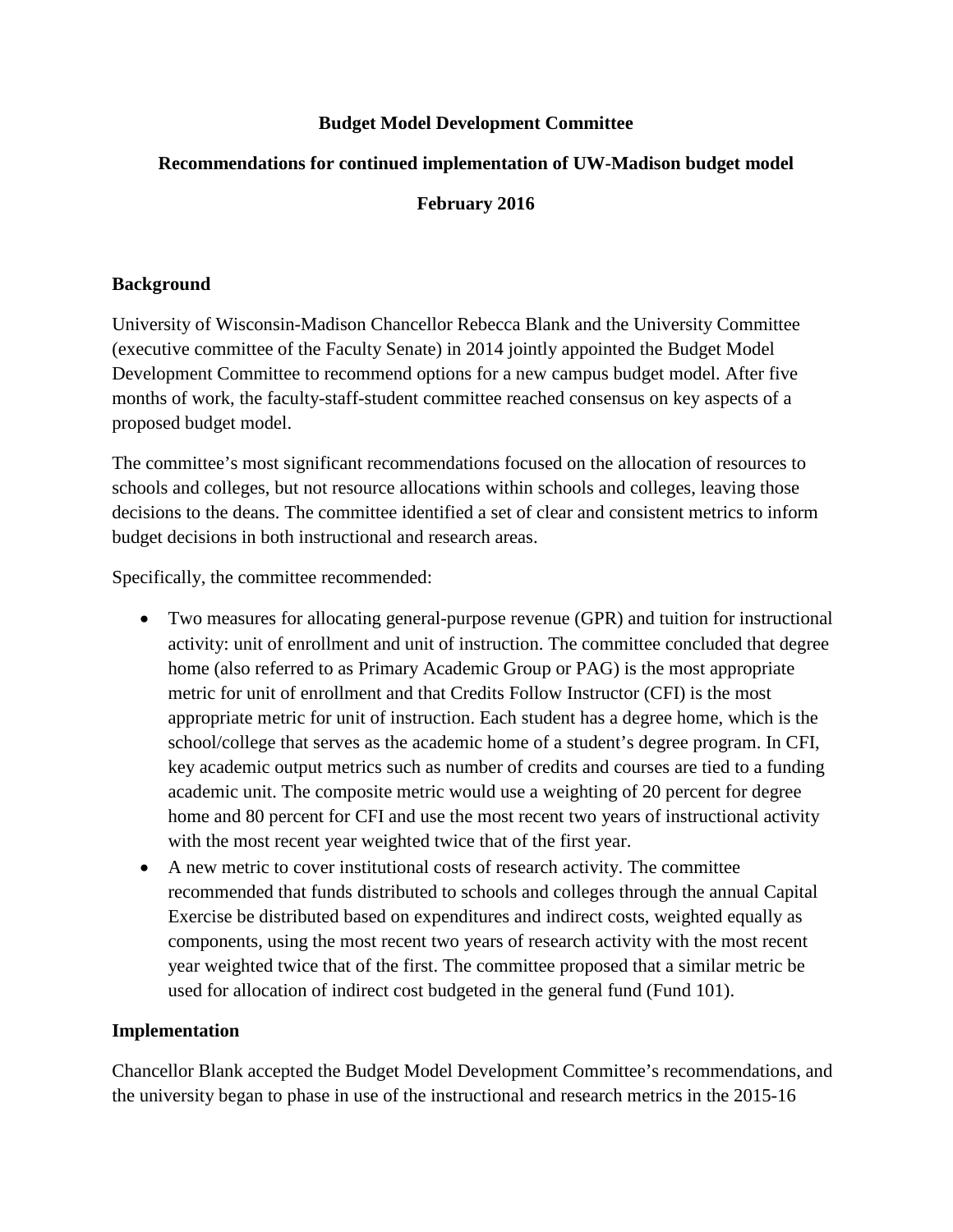**Budget Model Development Committee**

**Recommendations for continued implementation of UW-Madison budget model**

**February 2016**

## Background

University of Wisconsin-Madison Chancellor Rebecca Blank and the University Committee (executive committee of the Faculty Senate) in 2014 jointly appointed the Budget Model Development Committee to recommend options for a new campus budget model. After five months of work, the faculty-staff-student committee reached consensus on key aspects of a proposed budget model.

The committee's most significant recommendations focused on the allocation of resources to schools and colleges, but not resource allocations within schools and colleges, leaving those decisions to the deans. The committee identified a set of clear and consistent metrics to inform budget decisions in both instructional and research areas.

Specifically, the committee recommended:

- Two measures for allocating general-purpose revenue (GPR) and tuition for instructional activity: unit of enrollment and unit of instruction. The committee concluded that degree home (also referred to as Primary Academic Group or PAG) is the most appropriate metric for unit of enrollment and that Credits Follow Instructor (CFI) is the most appropriate metric for unit of instruction. Each student has a degree home, which is the school/college that serves as the academic home of a student's degree program. In CFI, key academic output metrics such as number of credits and courses are tied to a funding academic unit. The composite metric would use a weighting of 20 percent for degree home and 80 percent for CFI and use the most recent two years of instructional activity with the most recent year weighted twice that of the first year.
- A new metric to cover institutional costs of research activity. The committee recommended that funds distributed to schools and colleges through the annual Capital Exercise be distributed based on expenditures and indirect costs, weighted equally as components, using the most recent two years of research activity with the most recent year weighted twice that of the first. The committee proposed that a similar metric be used for allocation of indirect cost budgeted in the general fund (Fund 101).

## Implementation

Chancellor Blank accepted the Budget Model Development Committee's recommendations, and the university began to phase in use of the instructional and research metrics in the 2015-16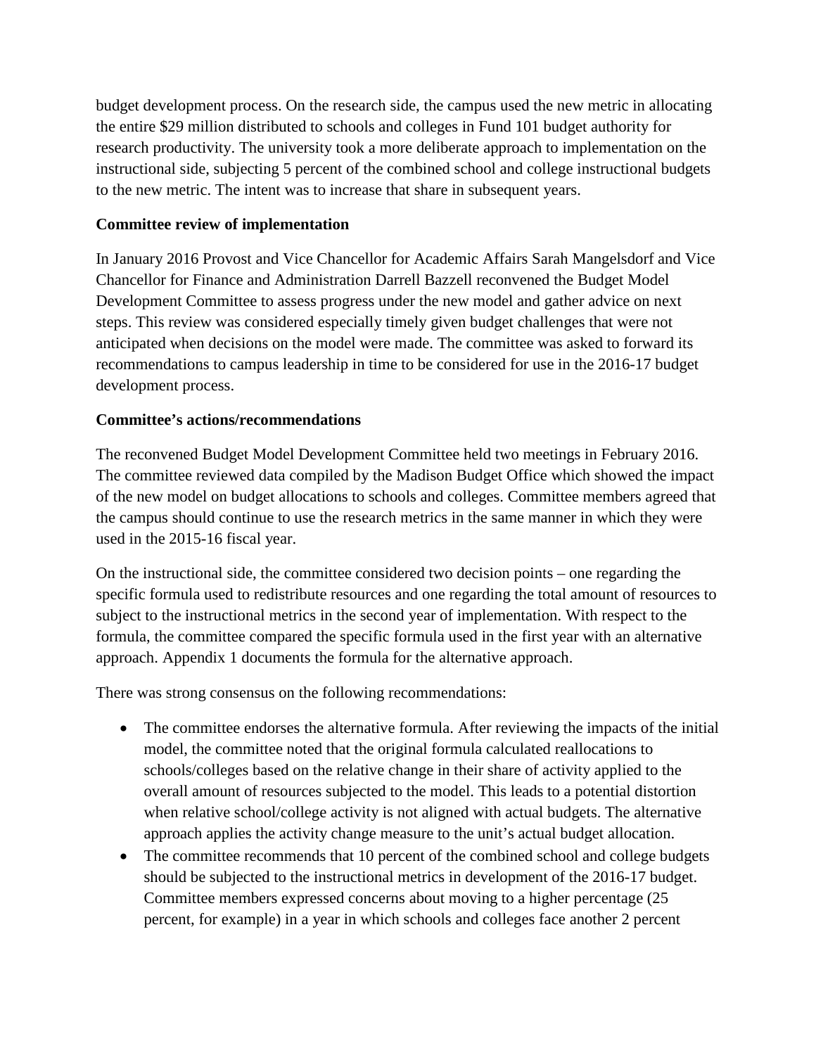budget development process. On the research side, the campus used the new metric in allocating the entire $29 million distributed to schools and colleges in Fund 101 budget authority for research productivity. The university took a more deliberate approach to implementation on the instructional side, subjecting 5 percent of the combined school and college instructional budgets to the new metric. The intent was to increase that share in subsequent years.

**Committee review of implementation**

In January 2016 Provost and Vice Chancellor for Academic Affairs Sarah Mangelsdorf and Vice Chancellor for Finance and Administration Darrell Bazzell reconvened the Budget Model Development Committee to assess progress under the new model and gather advice on next steps. This review was considered especially timely given budget challenges that were not anticipated when decisions on the model were made. The committee was asked to forward its recommendations to campus leadership in time to be considered for use in the 2016-17 budget development process.

**Committee's actions/recommendations**

The reconvened Budget Model Development Committee held two meetings in February 2016. The committee reviewed data compiled by the Madison Budget Office which showed the impact of the new model on budget allocations to schools and colleges. Committee members agreed that the campus should continue to use the research metrics in the same manner in which they were used in the 2015-16 fiscal year.

On the instructional side, the committee considered two decision points – one regarding the specific formula used to redistribute resources and one regarding the total amount of resources to subject to the instructional metrics in the second year of implementation. With respect to the formula, the committee compared the specific formula used in the first year with an alternative approach. Appendix 1 documents the formula for the alternative approach.

There was strong consensus on the following recommendations:

- The committee endorses the alternative formula. After reviewing the impacts of the initial model, the committee noted that the original formula calculated reallocations to schools/colleges based on the relative change in their share of activity applied to the overall amount of resources subjected to the model. This leads to a potential distortion when relative school/college activity is not aligned with actual budgets. The alternative approach applies the activity change measure to the unit's actual budget allocation.
- The committee recommends that 10 percent of the combined school and college budgets should be subjected to the instructional metrics in development of the 2016-17 budget. Committee members expressed concerns about moving to a higher percentage (25 percent, for example) in a year in which schools and colleges face another 2 percent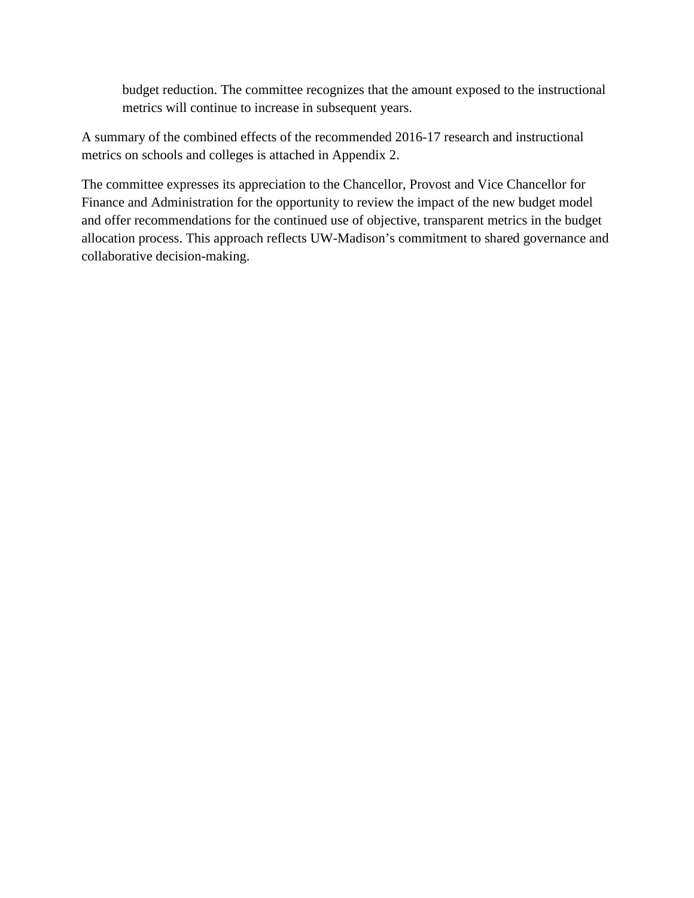budget reduction. The committee recognizes that the amount exposed to the instructional metrics will continue to increase in subsequent years.

A summary of the combined effects of the recommended 2016-17 research and instructional metrics on schools and colleges is attached in Appendix 2.

The committee expresses its appreciation to the Chancellor, Provost and Vice Chancellor for Finance and Administration for the opportunity to review the impact of the new budget model and offer recommendations for the continued use of objective, transparent metrics in the budget allocation process. This approach reflects UW-Madison's commitment to shared governance and collaborative decision-making.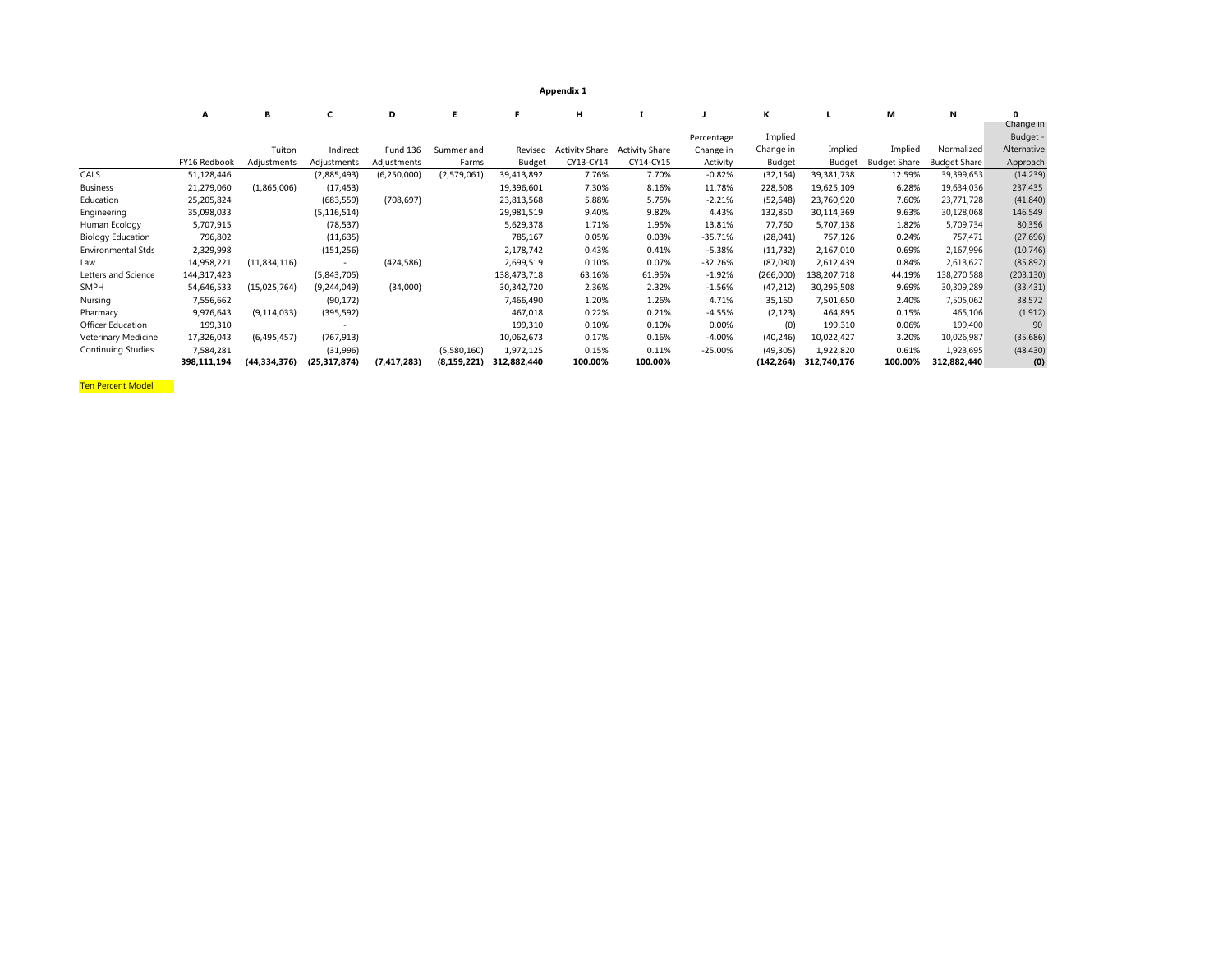**Appendix 1**

| | A | B | C | D | E | F | H | I | J | K | L | M | N | 0 |
|---|---|---|---|---|---|---|---|---|---|---|---|---|---|---|
| | FY16 Redbook | Tuiton Adjustments | Indirect Adjustments | Fund 136 Adjustments | Summer and Farms | Revised Budget | Activity Share CY13-CY14 | Activity Share CY14-CY15 | Percentage Change in Activity | Implied Change in Budget | Implied Budget | Implied Budget Share | Normalized Budget Share | Change in Budget - Alternative Approach |
| CALS | 51,128,446 | | (2,885,493) | (6,250,000) | (2,579,061) | 39,413,892 | 7.76% | 7.70% | -0.82% | (32,154) | 39,381,738 | 12.59% | 39,399,653 | (14,239) |
| Business | 21,279,060 | (1,865,006) | (17,453) | | | 19,396,601 | 7.30% | 8.16% | 11.78% | 228,508 | 19,625,109 | 6.28% | 19,634,036 | 237,435 |
| Education | 25,205,824 | | (683,559) | (708,697) | | 23,813,568 | 5.88% | 5.75% | -2.21% | (52,648) | 23,760,920 | 7.60% | 23,771,728 | (41,840) |
| Engineering | 35,098,033 | | (5,116,514) | | | 29,981,519 | 9.40% | 9.82% | 4.43% | 132,850 | 30,114,369 | 9.63% | 30,128,068 | 146,549 |
| Human Ecology | 5,707,915 | | (78,537) | | | 5,629,378 | 1.71% | 1.95% | 13.81% | 77,760 | 5,707,138 | 1.82% | 5,709,734 | 80,356 |
| Biology Education | 796,802 | | (11,635) | | | 785,167 | 0.05% | 0.03% | -35.71% | (28,041) | 757,126 | 0.24% | 757,471 | (27,696) |
| Environmental Stds | 2,329,998 | | (151,256) | | | 2,178,742 | 0.43% | 0.41% | -5.38% | (11,732) | 2,167,010 | 0.69% | 2,167,996 | (10,746) |
| Law | 14,958,221 | (11,834,116) | - | (424,586) | | 2,699,519 | 0.10% | 0.07% | -32.26% | (87,080) | 2,612,439 | 0.84% | 2,613,627 | (85,892) |
| Letters and Science | 144,317,423 | | (5,843,705) | | | 138,473,718 | 63.16% | 61.95% | -1.92% | (266,000) | 138,207,718 | 44.19% | 138,270,588 | (203,130) |
| SMPH | 54,646,533 | (15,025,764) | (9,244,049) | (34,000) | | 30,342,720 | 2.36% | 2.32% | -1.56% | (47,212) | 30,295,508 | 9.69% | 30,309,289 | (33,431) |
| Nursing | 7,556,662 | | (90,172) | | | 7,466,490 | 1.20% | 1.26% | 4.71% | 35,160 | 7,501,650 | 2.40% | 7,505,062 | 38,572 |
| Pharmacy | 9,976,643 | (9,114,033) | (395,592) | | | 467,018 | 0.22% | 0.21% | -4.55% | (2,123) | 464,895 | 0.15% | 465,106 | (1,912) |
| Officer Education | 199,310 | | - | | | 199,310 | 0.10% | 0.10% | 0.00% | (0) | 199,310 | 0.06% | 199,400 | 90 |
| Veterinary Medicine | 17,326,043 | (6,495,457) | (767,913) | | | 10,062,673 | 0.17% | 0.16% | -4.00% | (40,246) | 10,022,427 | 3.20% | 10,026,987 | (35,686) |
| Continuing Studies | 7,584,281 | | (31,996) | | (5,580,160) | 1,972,125 | 0.15% | 0.11% | -25.00% | (49,305) | 1,922,820 | 0.61% | 1,923,695 | (48,430) |
| | **398,111,194** | **(44,334,376)** | **(25,317,874)** | **(7,417,283)** | **(8,159,221)** | **312,882,440** | **100.00%** | **100.00%** | | **(142,264)** | **312,740,176** | **100.00%** | **312,882,440** | **(0)** |

Ten Percent Model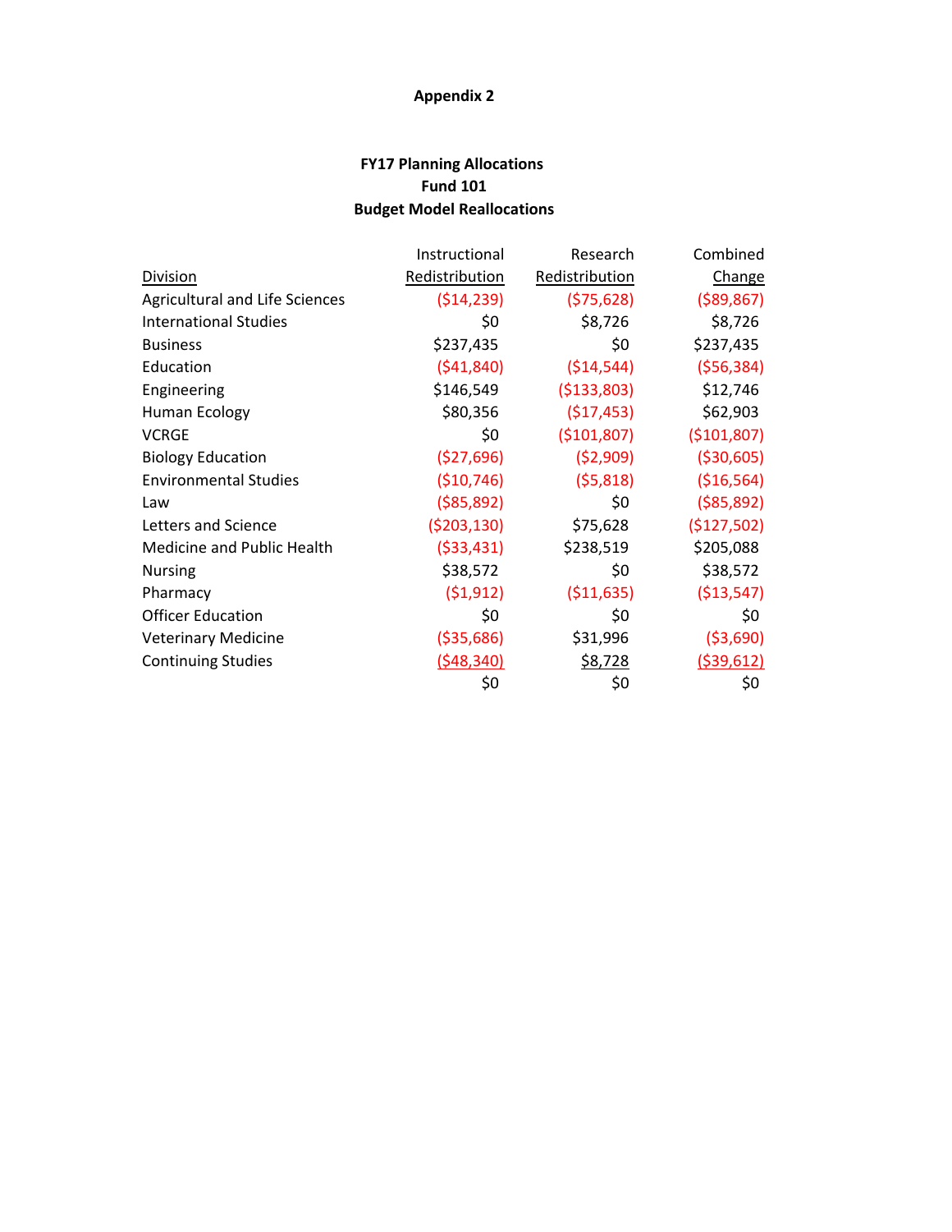**Appendix 2**

**FY17 Planning Allocations**
**Fund 101**
**Budget Model Reallocations**

| Division | Instructional Redistribution | Research Redistribution | Combined Change |
|---|---|---|---|
| Agricultural and Life Sciences | ($14,239) | ($75,628) | ($89,867) |
| International Studies | $0 | $8,726 | $8,726 |
| Business | $237,435 | $0 | $237,435 |
| Education | ($41,840) | ($14,544) | ($56,384) |
| Engineering | $146,549 | ($133,803) | $12,746 |
| Human Ecology | $80,356 | ($17,453) | $62,903 |
| VCRGE | $0 | ($101,807) | ($101,807) |
| Biology Education | ($27,696) | ($2,909) | ($30,605) |
| Environmental Studies | ($10,746) | ($5,818) | ($16,564) |
| Law | ($85,892) | $0 | ($85,892) |
| Letters and Science | ($203,130) | $75,628 | ($127,502) |
| Medicine and Public Health | ($33,431) | $238,519 | $205,088 |
| Nursing | $38,572 | $0 | $38,572 |
| Pharmacy | ($1,912) | ($11,635) | ($13,547) |
| Officer Education | $0 | $0 | $0 |
| Veterinary Medicine | ($35,686) | $31,996 | ($3,690) |
| Continuing Studies | ($48,340) | $8,728 | ($39,612) |
| | $0 | $0 | $0 |